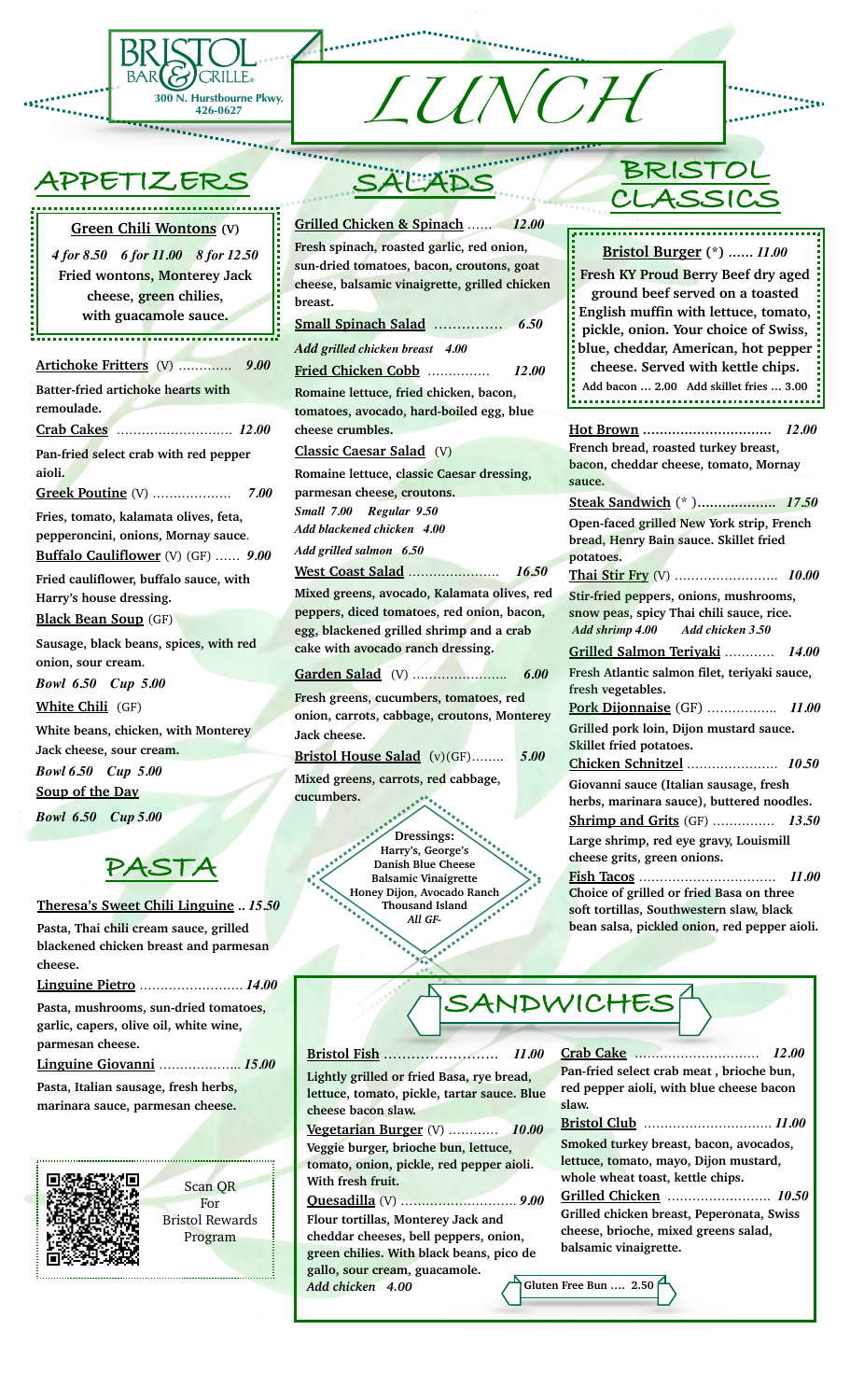# BRISTOL BAR & GRILLE

300 N. Hurstbourne Pkwy.
426-0627

# LUNCH

## APPETIZERS

**Green Chili Wontons (V)**

*4 for 8.50 6 for 11.00 8 for 12.50*

Fried wontons, Monterey Jack cheese, green chilies, with guacamole sauce.

**Artichoke Fritters** (V) ............ *9.00*

Batter-fried artichoke hearts with remoulade.

**Crab Cakes** ........................... *12.00*

Pan-fried select crab with red pepper aioli.

**Greek Poutine** (V) .................. *7.00*

Fries, tomato, kalamata olives, feta, pepperoncini, onions, Mornay sauce.

**Buffalo Cauliflower** (V) (GF) ...... *9.00*

Fried cauliflower, buffalo sauce, with Harry's house dressing.

**Black Bean Soup** (GF)

Sausage, black beans, spices, with red onion, sour cream.

*Bowl 6.50 Cup 5.00*

**White Chili** (GF)

White beans, chicken, with Monterey Jack cheese, sour cream.

*Bowl 6.50 Cup 5.00*

**Soup of the Day**

*Bowl 6.50 Cup 5.00*

## PASTA

**Theresa's Sweet Chili Linguine** .. *15.50*

Pasta, Thai chili cream sauce, grilled blackened chicken breast and parmesan cheese.

**Linguine Pietro** ......................... *14.00*

Pasta, mushrooms, sun-dried tomatoes, garlic, capers, olive oil, white wine, parmesan cheese.

**Linguine Giovanni** ..................... *15.00*

Pasta, Italian sausage, fresh herbs, marinara sauce, parmesan cheese.

Scan QR For Bristol Rewards Program

## SALADS

**Grilled Chicken & Spinach** ...... *12.00*

Fresh spinach, roasted garlic, red onion, sun-dried tomatoes, bacon, croutons, goat cheese, balsamic vinaigrette, grilled chicken breast.

**Small Spinach Salad** ............... *6.50*

*Add grilled chicken breast 4.00*

**Fried Chicken Cobb** .............. *12.00*

Romaine lettuce, fried chicken, bacon, tomatoes, avocado, hard-boiled egg, blue cheese crumbles.

**Classic Caesar Salad** (V)

Romaine lettuce, classic Caesar dressing, parmesan cheese, croutons.

*Small 7.00 Regular 9.50*

*Add blackened chicken 4.00*

*Add grilled salmon 6.50*

**West Coast Salad** ..................... *16.50*

Mixed greens, avocado, Kalamata olives, red peppers, diced tomatoes, red onion, bacon, egg, blackened grilled shrimp and a crab cake with avocado ranch dressing.

**Garden Salad** (V) ....................... *6.00*

Fresh greens, cucumbers, tomatoes, red onion, carrots, cabbage, croutons, Monterey Jack cheese.

**Bristol House Salad** (v)(GF)........ *5.00*

Mixed greens, carrots, red cabbage, cucumbers.

**Dressings:**
Harry's, George's
Danish Blue Cheese
Balsamic Vinaigrette
Honey Dijon, Avocado Ranch
Thousand Island
*All GF-*

## BRISTOL CLASSICS

**Bristol Burger** (*) ...... *11.00*

Fresh KY Proud Berry Beef dry aged ground beef served on a toasted English muffin with lettuce, tomato, pickle, onion. Your choice of Swiss, blue, cheddar, American, hot pepper cheese. Served with kettle chips.

Add bacon ... 2.00 Add skillet fries ... 3.00

**Hot Brown** ............................... *12.00*

French bread, roasted turkey breast, bacon, cheddar cheese, tomato, Mornay sauce.

**Steak Sandwich** (* )................... *17.50*

Open-faced grilled New York strip, French bread, Henry Bain sauce. Skillet fried potatoes.

**Thai Stir Fry** (V) ......................... *10.00*

Stir-fried peppers, onions, mushrooms, snow peas, spicy Thai chili sauce, rice.

*Add shrimp 4.00 Add chicken 3.50*

**Grilled Salmon Teriyaki** ............ *14.00*

Fresh Atlantic salmon filet, teriyaki sauce, fresh vegetables.

**Pork Dijonnaise** (GF) ................. *11.00*

Grilled pork loin, Dijon mustard sauce. Skillet fried potatoes.

**Chicken Schnitzel** ...................... *10.50*

Giovanni sauce (Italian sausage, fresh herbs, marinara sauce), buttered noodles.

**Shrimp and Grits** (GF) ............... *13.50*

Large shrimp, red eye gravy, Louismill cheese grits, green onions.

**Fish Tacos** ................................. *11.00*

Choice of grilled or fried Basa on three soft tortillas, Southwestern slaw, black bean salsa, pickled onion, red pepper aioli.

## SANDWICHES

**Bristol Fish** ......................... *11.00*

Lightly grilled or fried Basa, rye bread, lettuce, tomato, pickle, tartar sauce. Blue cheese bacon slaw.

**Vegetarian Burger** (V) ............ *10.00*

Veggie burger, brioche bun, lettuce, tomato, onion, pickle, red pepper aioli. With fresh fruit.

**Quesadilla** (V) ........................... *9.00*

Flour tortillas, Monterey Jack and cheddar cheeses, bell peppers, onion, green chilies. With black beans, pico de gallo, sour cream, guacamole.

*Add chicken 4.00*

**Crab Cake** ............................. *12.00*

Pan-fried select crab meat , brioche bun, red pepper aioli, with blue cheese bacon slaw.

**Bristol Club** ............................. *11.00*

Smoked turkey breast, bacon, avocados, lettuce, tomato, mayo, Dijon mustard, whole wheat toast, kettle chips.

**Grilled Chicken** ........................ *10.50*

Grilled chicken breast, Peperonata, Swiss cheese, brioche, mixed greens salad, balsamic vinaigrette.

Gluten Free Bun .... 2.50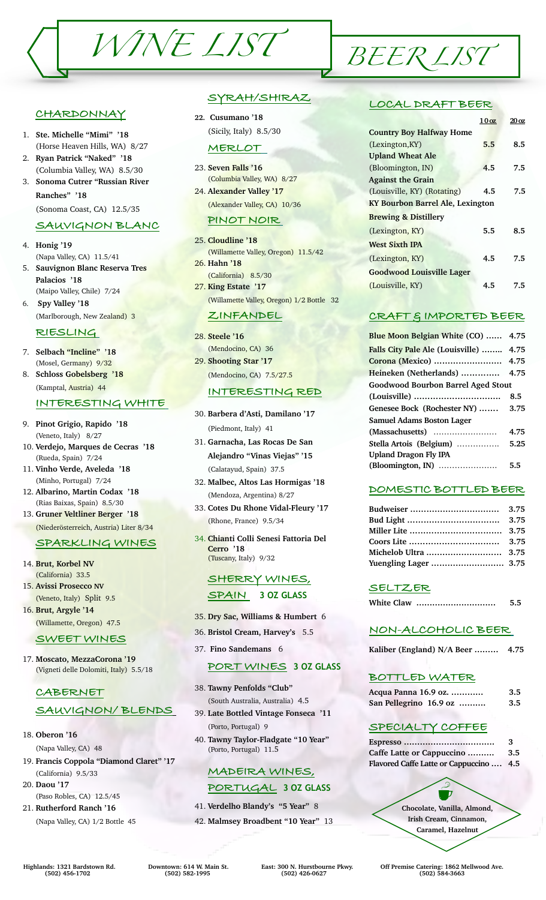# WINE LIST

## CHARDONNAY

1. **Ste. Michelle "Mimi" '18** (Horse Heaven Hills, WA) 8/27
2. **Ryan Patrick "Naked" '18** (Columbia Valley, WA) 8.5/30
3. **Sonoma Cutrer "Russian River Ranches" '18** (Sonoma Coast, CA) 12.5/35

## SAUVIGNON BLANC

4. **Honig '19** (Napa Valley, CA) 11.5/41
5. **Sauvignon Blanc Reserva Tres Palacios '18** (Maipo Valley, Chile) 7/24
6. **Spy Valley '18** (Marlborough, New Zealand) 3

## RIESLING

7. **Selbach "Incline" '18** (Mosel, Germany) 9/32
8. **Schloss Gobelsberg '18** (Kamptal, Austria) 44

## INTERESTING WHITE

9. **Pinot Grigio, Rapido '18** (Veneto, Italy) 8/27
10. **Verdejo, Marques de Cecras '18** (Rueda, Spain) 7/24
11. **Vinho Verde, Aveleda '18** (Minho, Portugal) 7/24
12. **Albarino, Martin Codax '18** (Rias Baixas, Spain) 8.5/30
13. **Gruner Veltliner Berger '18** (Niederösterreich, Austria) Liter 8/34

## SPARKLING WINES

14. **Brut, Korbel NV** (California) 33.5
15. **Avissi Prosecco NV** (Veneto, Italy) Split 9.5
16. **Brut, Argyle '14** (Willamette, Oregon) 47.5

## SWEET WINES

17. **Moscato, MezzaCorona '19** (Vigneti delle Dolomiti, Italy) 5.5/18

## CABERNET SAUVIGNON/ BLENDS

18. **Oberon '16** (Napa Valley, CA) 48
19. **Francis Coppola "Diamond Claret" '17** (California) 9.5/33
20. **Daou '17** (Paso Robles, CA) 12.5/45
21. **Rutherford Ranch '16** (Napa Valley, CA) 1/2 Bottle 45

## SYRAH/SHIRAZ

22. **Cusumano '18** (Sicily, Italy) 8.5/30

## MERLOT

23. **Seven Falls '16** (Columbia Valley, WA) 8/27
24. **Alexander Valley '17** (Alexander Valley, CA) 10/36

## PINOT NOIR

25. **Cloudline '18** (Willamette Valley, Oregon) 11.5/42
26. **Hahn '18** (California) 8.5/30
27. **King Estate '17** (Willamette Valley, Oregon) 1/2 Bottle 32

## ZINFANDEL

28. **Steele '16** (Mendocino, CA) 36
29. **Shooting Star '17** (Mendocino, CA) 7.5/27.5

## INTERESTING RED

30. **Barbera d'Asti, Damilano '17** (Piedmont, Italy) 41
31. **Garnacha, Las Rocas De San Alejandro "Vinas Viejas" '15** (Calatayud, Spain) 37.5
32. **Malbec, Altos Las Hormigas '18** (Mendoza, Argentina) 8/27
33. **Cotes Du Rhone Vidal-Fleury '17** (Rhone, France) 9.5/34
34. **Chianti Colli Senesi Fattoria Del Cerro '18** (Tuscany, Italy) 9/32

## SHERRY WINES, SPAIN **3 OZ GLASS**

35. **Dry Sac, Williams & Humbert** 6
36. **Bristol Cream, Harvey's** 5.5
37. **Fino Sandemans** 6

## PORT WINES **3 OZ GLASS**

38. **Tawny Penfolds "Club"** (South Australia, Australia) 4.5
39. **Late Bottled Vintage Fonseca '11** (Porto, Portugal) 9
40. **Tawny Taylor-Fladgate "10 Year"** (Porto, Portugal) 11.5

## MADEIRA WINES, PORTUGAL **3 OZ GLASS**

41. **Verdelho Blandy's "5 Year"** 8
42. **Malmsey Broadbent "10 Year"** 13

# BEER LIST

## LOCAL DRAFT BEER

| | 10 oz | 20 oz |
|---|---|---|
| **Country Boy Halfway Home** (Lexington, KY) | 5.5 | 8.5 |
| **Upland Wheat Ale** (Bloomington, IN) | 4.5 | 7.5 |
| **Against the Grain** (Louisville, KY) (Rotating) | 4.5 | 7.5 |
| **KY Bourbon Barrel Ale, Lexington Brewing & Distillery** (Lexington, KY) | 5.5 | 8.5 |
| **West Sixth IPA** (Lexington, KY) | 4.5 | 7.5 |
| **Goodwood Louisville Lager** (Louisville, KY) | 4.5 | 7.5 |

## CRAFT & IMPORTED BEER

| | |
|---|---|
| **Blue Moon Belgian White (CO)** | 4.75 |
| **Falls City Pale Ale (Louisville)** | 4.75 |
| **Corona (Mexico)** | 4.75 |
| **Heineken (Netherlands)** | 4.75 |
| **Goodwood Bourbon Barrel Aged Stout (Louisville)** | 8.5 |
| **Genesee Bock (Rochester NY)** | 3.75 |
| **Samuel Adams Boston Lager (Massachusetts)** | 4.75 |
| **Stella Artois (Belgium)** | 5.25 |
| **Upland Dragon Fly IPA (Bloomington, IN)** | 5.5 |

## DOMESTIC BOTTLED BEER

| | |
|---|---|
| **Budweiser** | 3.75 |
| **Bud Light** | 3.75 |
| **Miller Lite** | 3.75 |
| **Coors Lite** | 3.75 |
| **Michelob Ultra** | 3.75 |
| **Yuengling Lager** | 3.75 |

## SELTZER

**White Claw** ........ 5.5

## NON-ALCOHOLIC BEER

**Kaliber (England) N/A Beer** ........ 4.75

## BOTTLED WATER

| | |
|---|---|
| **Acqua Panna 16.9 oz.** | 3.5 |
| **San Pellegrino 16.9 oz** | 3.5 |

## SPECIALTY COFFEE

| | |
|---|---|
| **Espresso** | 3 |
| **Caffe Latte or Cappuccino** | 3.5 |
| **Flavored Caffe Latte or Cappuccino** | 4.5 |

**Chocolate, Vanilla, Almond, Irish Cream, Cinnamon, Caramel, Hazelnut**

**Highlands:** 1321 Bardstown Rd. (502) 456-1702
**Downtown:** 614 W. Main St. (502) 582-1995
**East:** 300 N. Hurstbourne Pkwy. (502) 426-0627
**Off Premise Catering:** 1862 Mellwood Ave. (502) 584-3663